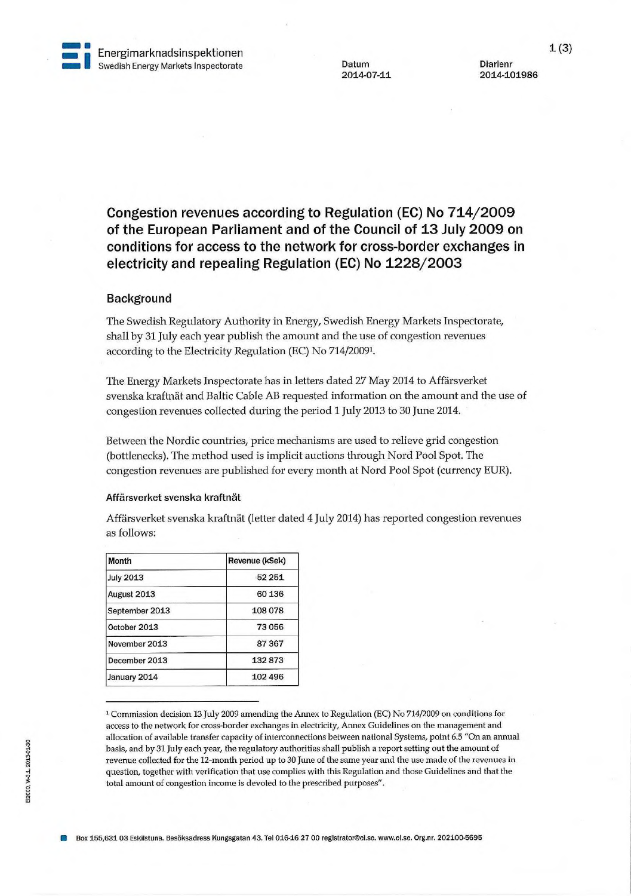Energimarknadsinspektionen
Swedish Energy Markets Inspectorate

Datum
2014-07-11

Diarienr
2014-101986

# Congestion revenues according to Regulation (EC) No 714/2009 of the European Parliament and of the Council of 13 July 2009 on conditions for access to the network for cross-border exchanges in electricity and repealing Regulation (EC) No 1228/2003

## Background

The Swedish Regulatory Authority in Energy, Swedish Energy Markets Inspectorate, shall by 31 July each year publish the amount and the use of congestion revenues according to the Electricity Regulation (EC) No 714/2009[1].

The Energy Markets Inspectorate has in letters dated 27 May 2014 to Affärsverket svenska kraftnät and Baltic Cable AB requested information on the amount and the use of congestion revenues collected during the period 1 July 2013 to 30 June 2014.

Between the Nordic countries, price mechanisms are used to relieve grid congestion (bottlenecks). The method used is implicit auctions through Nord Pool Spot. The congestion revenues are published for every month at Nord Pool Spot (currency EUR).

### Affärsverket svenska kraftnät

Affärsverket svenska kraftnät (letter dated 4 July 2014) has reported congestion revenues as follows:

| Month | Revenue (kSek) |
|---|---|
| July 2013 | 52 251 |
| August 2013 | 60 136 |
| September 2013 | 108 078 |
| October 2013 | 73 056 |
| November 2013 | 87 367 |
| December 2013 | 132 873 |
| January 2014 | 102 496 |

[1] Commission decision 13 July 2009 amending the Annex to Regulation (EC) No 714/2009 on conditions for access to the network for cross-border exchanges in electricity, Annex Guidelines on the management and allocation of available transfer capacity of interconnections between national Systems, point 6.5 "On an annual basis, and by 31 July each year, the regulatory authorities shall publish a report setting out the amount of revenue collected for the 12-month period up to 30 June of the same year and the use made of the revenues in question, together with verification that use complies with this Regulation and those Guidelines and that the total amount of congestion income is devoted to the prescribed purposes".

Box 155,631 03 Eskilstuna. Besöksadress Kungsgatan 43. Tel 016-16 27 00 registrator@ei.se. www.ei.se. Org.nr. 202100-5695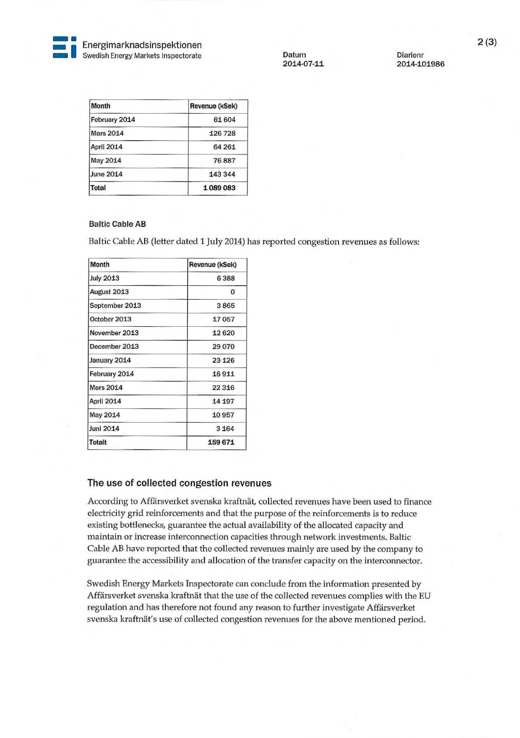| Month | Revenue (kSek) |
|---|---|
| February 2014 | 61 604 |
| Mars 2014 | 126 728 |
| April 2014 | 64 261 |
| May 2014 | 76 887 |
| June 2014 | 143 344 |
| Total | 1 089 083 |

### Baltic Cable AB

Baltic Cable AB (letter dated 1 July 2014) has reported congestion revenues as follows:

| Month | Revenue (kSek) |
|---|---|
| July 2013 | 6 388 |
| August 2013 | 0 |
| September 2013 | 3 865 |
| October 2013 | 17 057 |
| November 2013 | 12 620 |
| December 2013 | 29 070 |
| January 2014 | 23 126 |
| February 2014 | 16 911 |
| Mars 2014 | 22 316 |
| April 2014 | 14 197 |
| May 2014 | 10 957 |
| Juni 2014 | 3 164 |
| Totalt | 159 671 |

## The use of collected congestion revenues

According to Affärsverket svenska kraftnät, collected revenues have been used to finance electricity grid reinforcements and that the purpose of the reinforcements is to reduce existing bottlenecks, guarantee the actual availability of the allocated capacity and maintain or increase interconnection capacities through network investments. Baltic Cable AB have reported that the collected revenues mainly are used by the company to guarantee the accessibility and allocation of the transfer capacity on the interconnector.

Swedish Energy Markets Inspectorate can conclude from the information presented by Affärsverket svenska kraftnät that the use of the collected revenues complies with the EU regulation and has therefore not found any reason to further investigate Affärsverket svenska kraftnät's use of collected congestion revenues for the above mentioned period.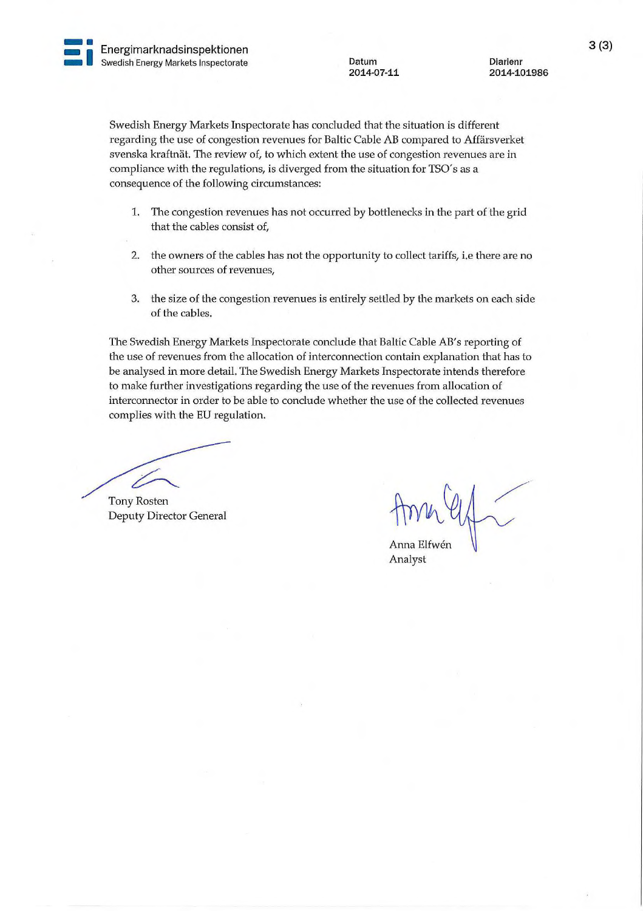Swedish Energy Markets Inspectorate has concluded that the situation is different regarding the use of congestion revenues for Baltic Cable AB compared to Affärsverket svenska kraftnät. The review of, to which extent the use of congestion revenues are in compliance with the regulations, is diverged from the situation for TSO's as a consequence of the following circumstances:

1. The congestion revenues has not occurred by bottlenecks in the part of the grid that the cables consist of,
2. the owners of the cables has not the opportunity to collect tariffs, i.e there are no other sources of revenues,
3. the size of the congestion revenues is entirely settled by the markets on each side of the cables.

The Swedish Energy Markets Inspectorate conclude that Baltic Cable AB's reporting of the use of revenues from the allocation of interconnection contain explanation that has to be analysed in more detail. The Swedish Energy Markets Inspectorate intends therefore to make further investigations regarding the use of the revenues from allocation of interconnector in order to be able to conclude whether the use of the collected revenues complies with the EU regulation.

Tony Rosten
Deputy Director General

Anna Elfwén
Analyst